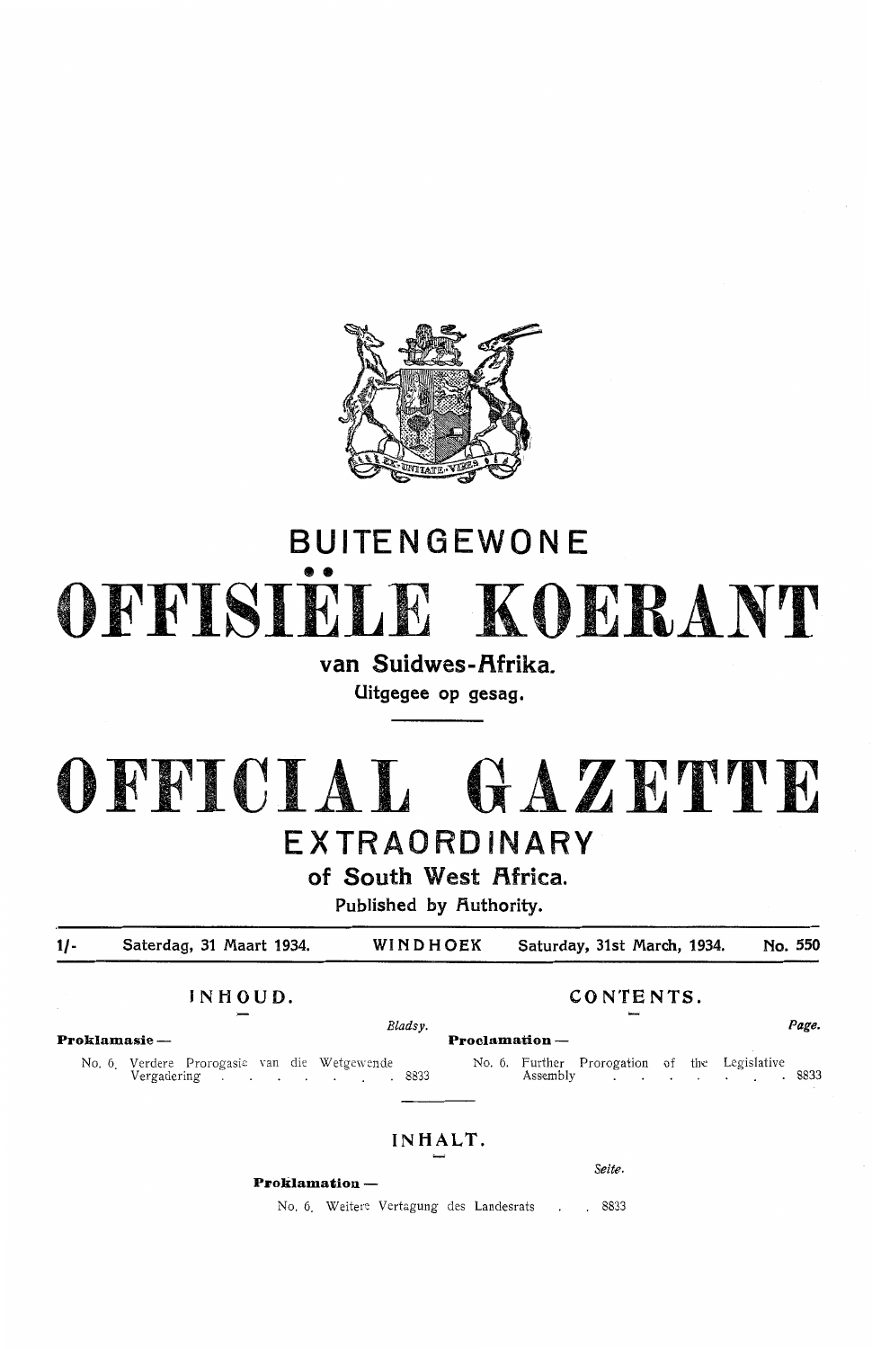# BUITENGEWONE

# OFFISIËLE KOERANT

**van Suidwes-Afrika.**

Uitgegee op gesag.

# OFFICIAL GAZETTE

## EXTRAORDINARY

**of South West Africa.**

Published by Authority.

1/- Saterdag, 31 Maart 1934. WINDHOEK Saturday, 31st March, 1934. No. 550

### INHOUD.

*Bladsy.*

**Proklamasie —**

No. 6. Verdere Prorogasie van die Wetgewende Vergadering . . . . . . . . 8833

### CONTENTS.

*Page.*

**Proclamation —**

No. 6. Further Prorogation of the Legislative Assembly . . . . . . . . 8833

### INHALT.

*Seite.*

**Proklamation —**

No. 6. Weitere Vertagung des Landesrats . . . 8833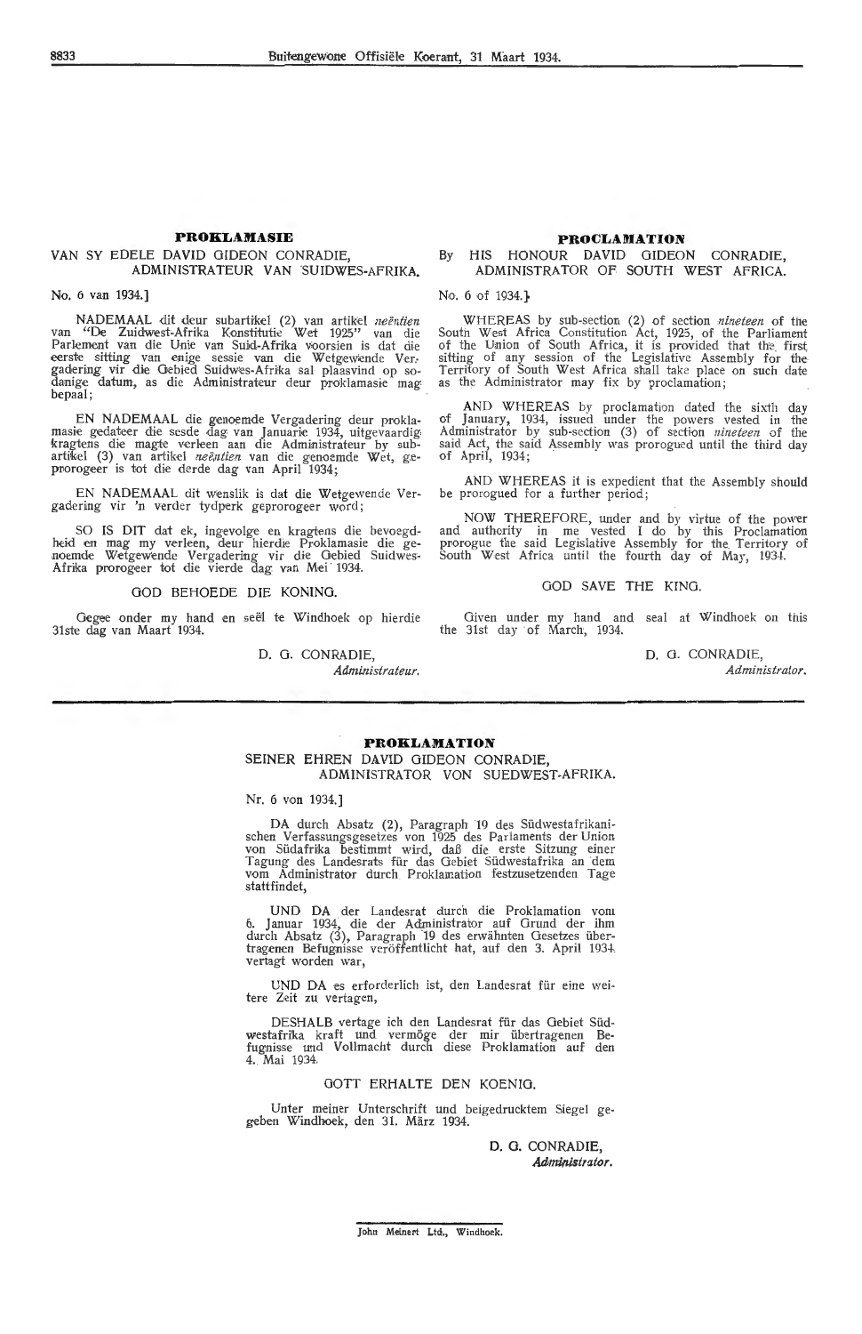**PROKLAMASIE**

VAN SY EDELE DAVID GIDEON CONRADIE, ADMINISTRATEUR VAN SUIDWES-AFRIKA.

No. 6 van 1934.]

NADEMAAL dit deur subartikel (2) van artikel *neëntien* van "De Zuidwest-Afrika Konstitutie Wet 1925" van die Parlement van die Unie van Suid-Afrika voorsien is dat die eerste sitting van enige sessie van die Wetgewende Vergadering vir die Gebied Suidwes-Afrika sal plaasvind op sodanige datum, as die Administrateur deur proklamasie mag bepaal;

EN NADEMAAL die genoemde Vergadering deur proklamasie gedateer die sesde dag van Januarie 1934, uitgevaardig kragtens die magte verleen aan die Administrateur by subartikel (3) van artikel *neëntien* van die genoemde Wet, geprorogeer is tot die derde dag van April 1934;

EN NADEMAAL dit wenslik is dat die Wetgewende Vergadering vir 'n verder tydperk geprorogeer word;

SO IS DIT dat ek, ingevolge en kragtens die bevoegdheid en mag my verleen, deur hierdie Proklamasie die genoemde Wetgewende Vergadering vir die Gebied Suidwes-Afrika prorogeer tot die vierde dag van Mei 1934.

GOD BEHOEDE DIE KONING.

Gegee onder my hand en seël te Windhoek op hierdie 31ste dag van Maart 1934.

D. G. CONRADIE,
*Administrateur.*

**PROCLAMATION**

By HIS HONOUR DAVID GIDEON CONRADIE, ADMINISTRATOR OF SOUTH WEST AFRICA.

No. 6 of 1934.]

WHEREAS by sub-section (2) of section *nineteen* of the South West Africa Constitution Act, 1925, of the Parliament of the Union of South Africa, it is provided that the first sitting of any session of the Legislative Assembly for the Territory of South West Africa shall take place on such date as the Administrator may fix by proclamation;

AND WHEREAS by proclamation dated the sixth day of January, 1934, issued under the powers vested in the Administrator by sub-section (3) of section *nineteen* of the said Act, the said Assembly was prorogued until the third day of April, 1934;

AND WHEREAS it is expedient that the Assembly should be prorogued for a further period;

NOW THEREFORE, under and by virtue of the power and authority in me vested I do by this Proclamation prorogue the said Legislative Assembly for the Territory of South West Africa until the fourth day of May, 1934.

GOD SAVE THE KING.

Given under my hand and seal at Windhoek on this the 31st day of March, 1934.

D. G. CONRADIE,
*Administrator.*

**PROKLAMATION**

SEINER EHREN DAVID GIDEON CONRADIE, ADMINISTRATOR VON SUEDWEST-AFRIKA.

Nr. 6 von 1934.]

DA durch Absatz (2), Paragraph 19 des Südwestafrikanischen Verfassungsgesetzes von 1925 des Parlaments der Union von Südafrika bestimmt wird, daß die erste Sitzung einer Tagung des Landesrats für das Gebiet Südwestafrika an dem vom Administrator durch Proklamation festzusetzenden Tage stattfindet,

UND DA der Landesrat durch die Proklamation vom 6. Januar 1934, die der Administrator auf Grund der ihm durch Absatz (3), Paragraph 19 des erwähnten Gesetzes übertragenen Befugnisse veröffentlicht hat, auf den 3. April 1934 vertagt worden war,

UND DA es erforderlich ist, den Landesrat für eine weitere Zeit zu vertagen,

DESHALB vertage ich den Landesrat für das Gebiet Südwestafrika kraft und vermöge der mir übertragenen Befugnisse und Vollmacht durch diese Proklamation auf den 4. Mai 1934.

GOTT ERHALTE DEN KOENIG.

Unter meiner Unterschrift und beigedrucktem Siegel gegeben Windhoek, den 31. März 1934.

D. G. CONRADIE,
*Administrator.*

John Meinert Ltd., Windhoek.